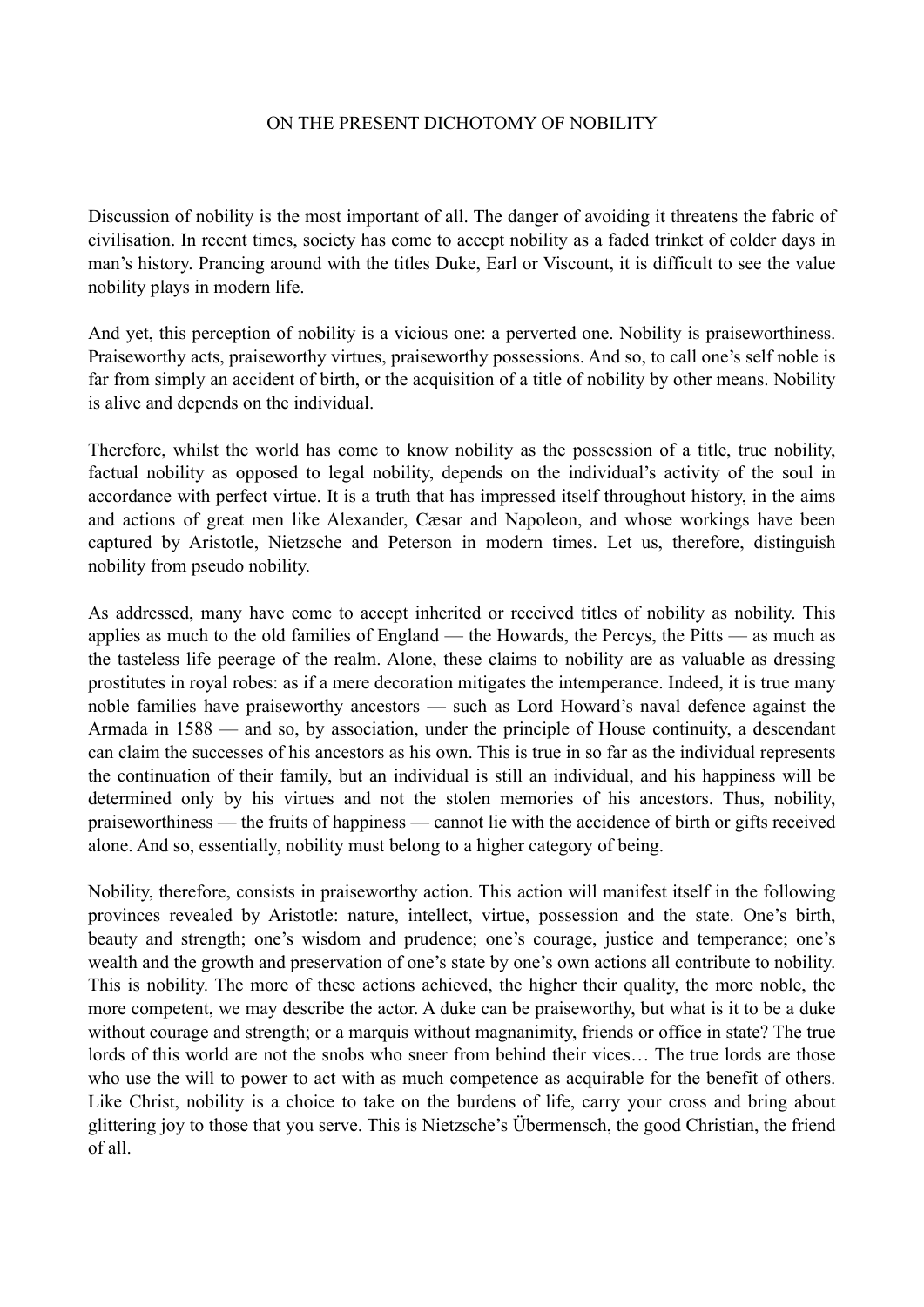# ON THE PRESENT DICHOTOMY OF NOBILITY

Discussion of nobility is the most important of all. The danger of avoiding it threatens the fabric of civilisation. In recent times, society has come to accept nobility as a faded trinket of colder days in man's history. Prancing around with the titles Duke, Earl or Viscount, it is difficult to see the value nobility plays in modern life.

And yet, this perception of nobility is a vicious one: a perverted one. Nobility is praiseworthiness. Praiseworthy acts, praiseworthy virtues, praiseworthy possessions. And so, to call one's self noble is far from simply an accident of birth, or the acquisition of a title of nobility by other means. Nobility is alive and depends on the individual.

Therefore, whilst the world has come to know nobility as the possession of a title, true nobility, factual nobility as opposed to legal nobility, depends on the individual's activity of the soul in accordance with perfect virtue. It is a truth that has impressed itself throughout history, in the aims and actions of great men like Alexander, Cæsar and Napoleon, and whose workings have been captured by Aristotle, Nietzsche and Peterson in modern times. Let us, therefore, distinguish nobility from pseudo nobility.

As addressed, many have come to accept inherited or received titles of nobility as nobility. This applies as much to the old families of England — the Howards, the Percys, the Pitts — as much as the tasteless life peerage of the realm. Alone, these claims to nobility are as valuable as dressing prostitutes in royal robes: as if a mere decoration mitigates the intemperance. Indeed, it is true many noble families have praiseworthy ancestors — such as Lord Howard's naval defence against the Armada in 1588 — and so, by association, under the principle of House continuity, a descendant can claim the successes of his ancestors as his own. This is true in so far as the individual represents the continuation of their family, but an individual is still an individual, and his happiness will be determined only by his virtues and not the stolen memories of his ancestors. Thus, nobility, praiseworthiness — the fruits of happiness — cannot lie with the accidence of birth or gifts received alone. And so, essentially, nobility must belong to a higher category of being.

Nobility, therefore, consists in praiseworthy action. This action will manifest itself in the following provinces revealed by Aristotle: nature, intellect, virtue, possession and the state. One's birth, beauty and strength; one's wisdom and prudence; one's courage, justice and temperance; one's wealth and the growth and preservation of one's state by one's own actions all contribute to nobility. This is nobility. The more of these actions achieved, the higher their quality, the more noble, the more competent, we may describe the actor. A duke can be praiseworthy, but what is it to be a duke without courage and strength; or a marquis without magnanimity, friends or office in state? The true lords of this world are not the snobs who sneer from behind their vices… The true lords are those who use the will to power to act with as much competence as acquirable for the benefit of others. Like Christ, nobility is a choice to take on the burdens of life, carry your cross and bring about glittering joy to those that you serve. This is Nietzsche's Übermensch, the good Christian, the friend of all.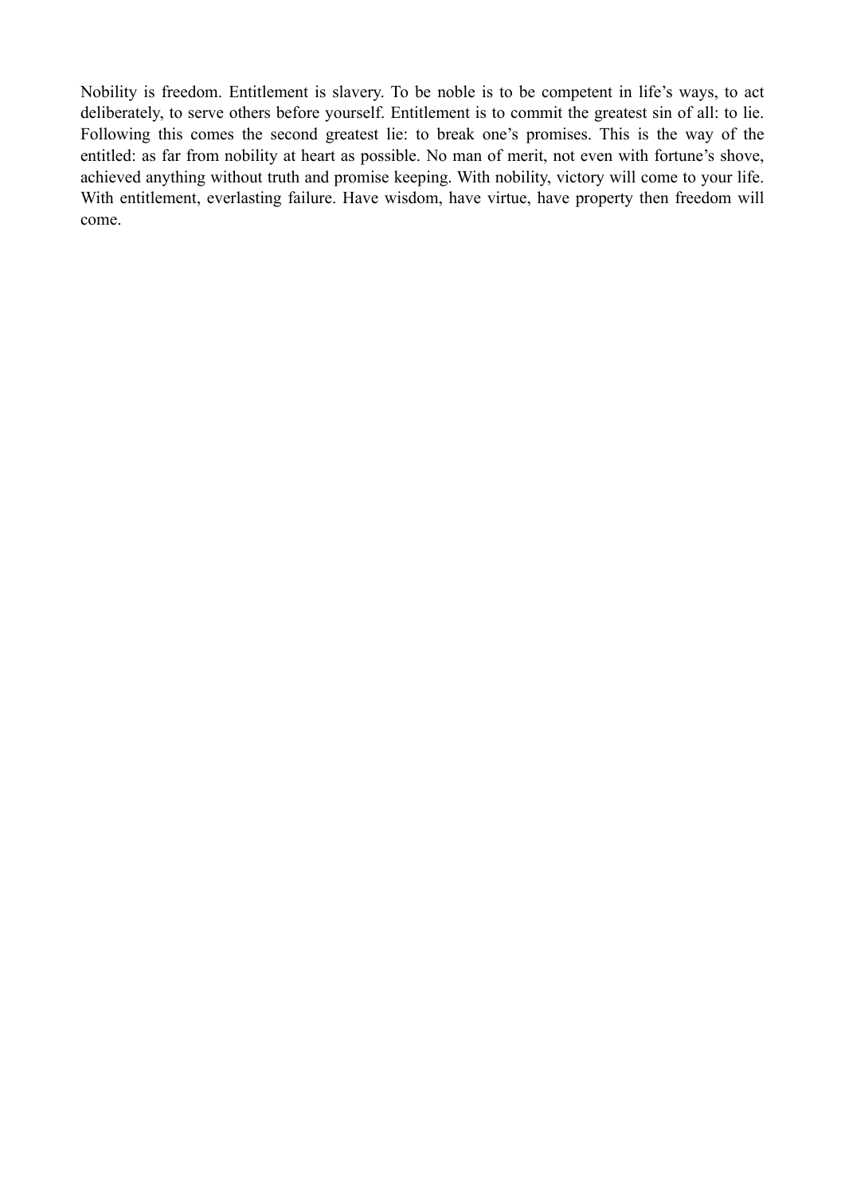Nobility is freedom. Entitlement is slavery. To be noble is to be competent in life's ways, to act deliberately, to serve others before yourself. Entitlement is to commit the greatest sin of all: to lie. Following this comes the second greatest lie: to break one's promises. This is the way of the entitled: as far from nobility at heart as possible. No man of merit, not even with fortune's shove, achieved anything without truth and promise keeping. With nobility, victory will come to your life. With entitlement, everlasting failure. Have wisdom, have virtue, have property then freedom will come.